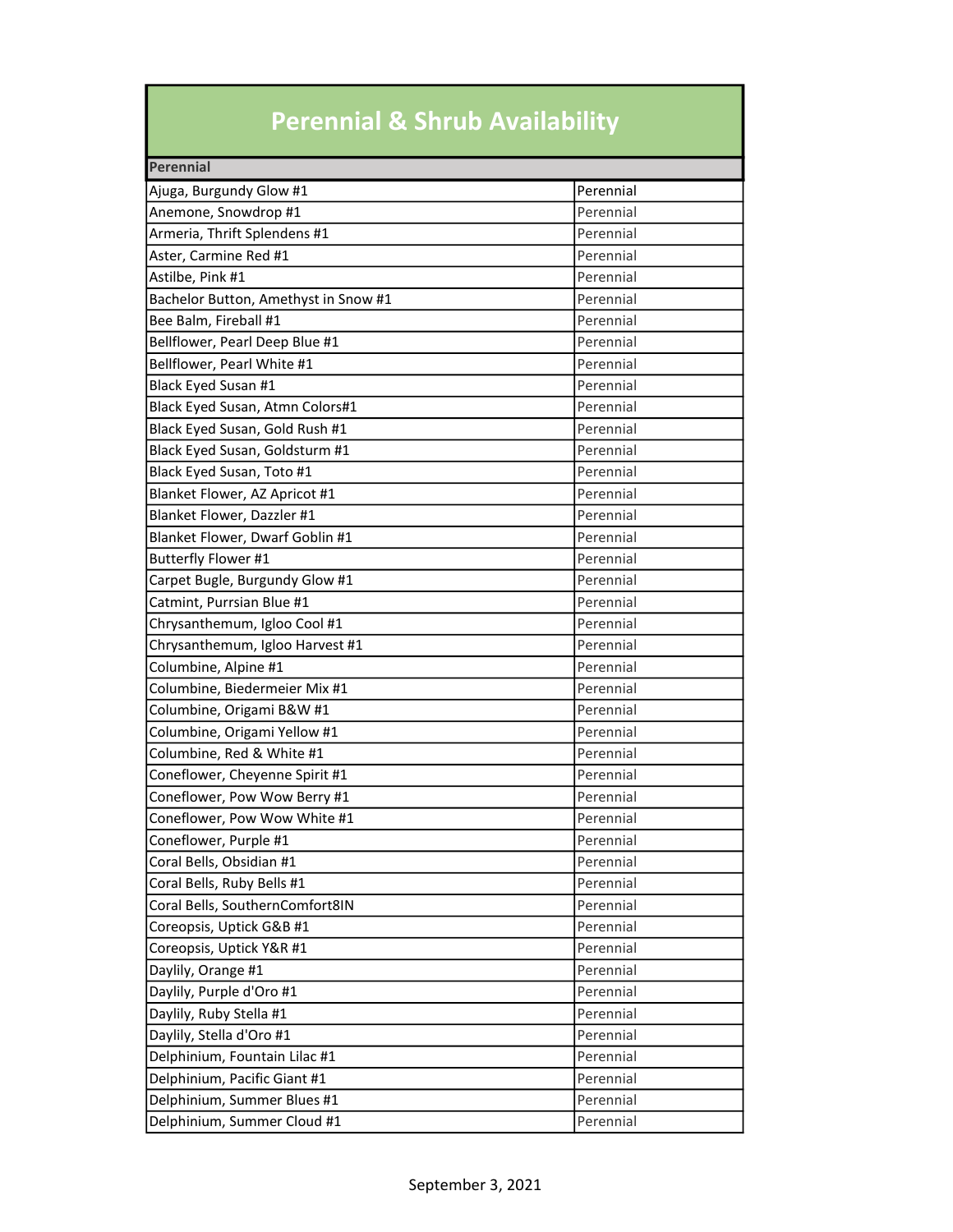# Perennial & Shrub Availability

| Perennial | |
|---|---|
| Ajuga, Burgundy Glow #1 | Perennial |
| Anemone, Snowdrop #1 | Perennial |
| Armeria, Thrift Splendens #1 | Perennial |
| Aster, Carmine Red #1 | Perennial |
| Astilbe, Pink #1 | Perennial |
| Bachelor Button, Amethyst in Snow #1 | Perennial |
| Bee Balm, Fireball #1 | Perennial |
| Bellflower, Pearl Deep Blue #1 | Perennial |
| Bellflower, Pearl White #1 | Perennial |
| Black Eyed Susan #1 | Perennial |
| Black Eyed Susan, Atmn Colors#1 | Perennial |
| Black Eyed Susan, Gold Rush #1 | Perennial |
| Black Eyed Susan, Goldsturm #1 | Perennial |
| Black Eyed Susan, Toto #1 | Perennial |
| Blanket Flower, AZ Apricot #1 | Perennial |
| Blanket Flower, Dazzler #1 | Perennial |
| Blanket Flower, Dwarf Goblin #1 | Perennial |
| Butterfly Flower #1 | Perennial |
| Carpet Bugle, Burgundy Glow #1 | Perennial |
| Catmint, Purrsian Blue #1 | Perennial |
| Chrysanthemum, Igloo Cool #1 | Perennial |
| Chrysanthemum, Igloo Harvest #1 | Perennial |
| Columbine, Alpine #1 | Perennial |
| Columbine, Biedermeier Mix #1 | Perennial |
| Columbine, Origami B&W #1 | Perennial |
| Columbine, Origami Yellow #1 | Perennial |
| Columbine, Red & White #1 | Perennial |
| Coneflower, Cheyenne Spirit #1 | Perennial |
| Coneflower, Pow Wow Berry #1 | Perennial |
| Coneflower, Pow Wow White #1 | Perennial |
| Coneflower, Purple #1 | Perennial |
| Coral Bells, Obsidian #1 | Perennial |
| Coral Bells, Ruby Bells #1 | Perennial |
| Coral Bells, SouthernComfort8IN | Perennial |
| Coreopsis, Uptick G&B #1 | Perennial |
| Coreopsis, Uptick Y&R #1 | Perennial |
| Daylily, Orange #1 | Perennial |
| Daylily, Purple d'Oro #1 | Perennial |
| Daylily, Ruby Stella #1 | Perennial |
| Daylily, Stella d'Oro #1 | Perennial |
| Delphinium, Fountain Lilac #1 | Perennial |
| Delphinium, Pacific Giant #1 | Perennial |
| Delphinium, Summer Blues #1 | Perennial |
| Delphinium, Summer Cloud #1 | Perennial |

September 3, 2021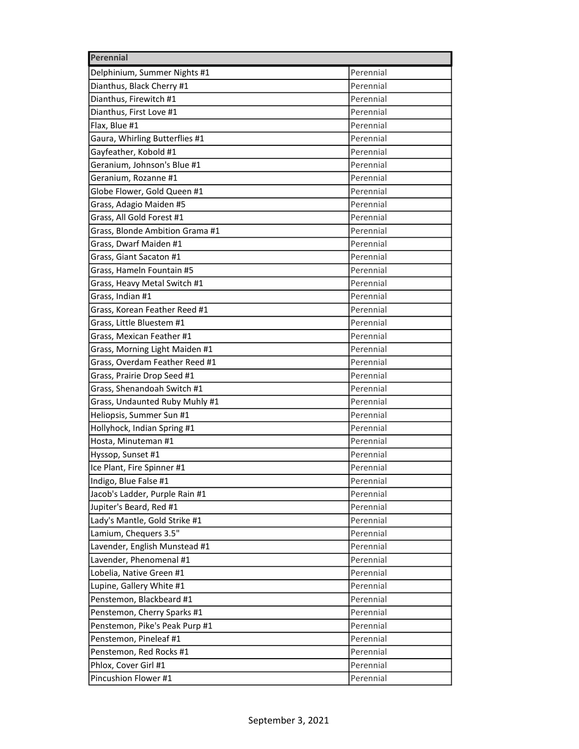| Perennial | |
|---|---|
| Delphinium, Summer Nights #1 | Perennial |
| Dianthus, Black Cherry #1 | Perennial |
| Dianthus, Firewitch #1 | Perennial |
| Dianthus, First Love #1 | Perennial |
| Flax, Blue #1 | Perennial |
| Gaura, Whirling Butterflies #1 | Perennial |
| Gayfeather, Kobold #1 | Perennial |
| Geranium, Johnson's Blue #1 | Perennial |
| Geranium, Rozanne #1 | Perennial |
| Globe Flower, Gold Queen #1 | Perennial |
| Grass, Adagio Maiden #5 | Perennial |
| Grass, All Gold Forest #1 | Perennial |
| Grass, Blonde Ambition Grama #1 | Perennial |
| Grass, Dwarf Maiden #1 | Perennial |
| Grass, Giant Sacaton #1 | Perennial |
| Grass, Hameln Fountain #5 | Perennial |
| Grass, Heavy Metal Switch #1 | Perennial |
| Grass, Indian #1 | Perennial |
| Grass, Korean Feather Reed #1 | Perennial |
| Grass, Little Bluestem #1 | Perennial |
| Grass, Mexican Feather #1 | Perennial |
| Grass, Morning Light Maiden #1 | Perennial |
| Grass, Overdam Feather Reed #1 | Perennial |
| Grass, Prairie Drop Seed #1 | Perennial |
| Grass, Shenandoah Switch #1 | Perennial |
| Grass, Undaunted Ruby Muhly #1 | Perennial |
| Heliopsis, Summer Sun #1 | Perennial |
| Hollyhock, Indian Spring #1 | Perennial |
| Hosta, Minuteman #1 | Perennial |
| Hyssop, Sunset #1 | Perennial |
| Ice Plant, Fire Spinner #1 | Perennial |
| Indigo, Blue False #1 | Perennial |
| Jacob's Ladder, Purple Rain #1 | Perennial |
| Jupiter's Beard, Red #1 | Perennial |
| Lady's Mantle, Gold Strike #1 | Perennial |
| Lamium, Chequers 3.5" | Perennial |
| Lavender, English Munstead #1 | Perennial |
| Lavender, Phenomenal #1 | Perennial |
| Lobelia, Native Green #1 | Perennial |
| Lupine, Gallery White #1 | Perennial |
| Penstemon, Blackbeard #1 | Perennial |
| Penstemon, Cherry Sparks #1 | Perennial |
| Penstemon, Pike's Peak Purp #1 | Perennial |
| Penstemon, Pineleaf #1 | Perennial |
| Penstemon, Red Rocks #1 | Perennial |
| Phlox, Cover Girl #1 | Perennial |
| Pincushion Flower #1 | Perennial |

September 3, 2021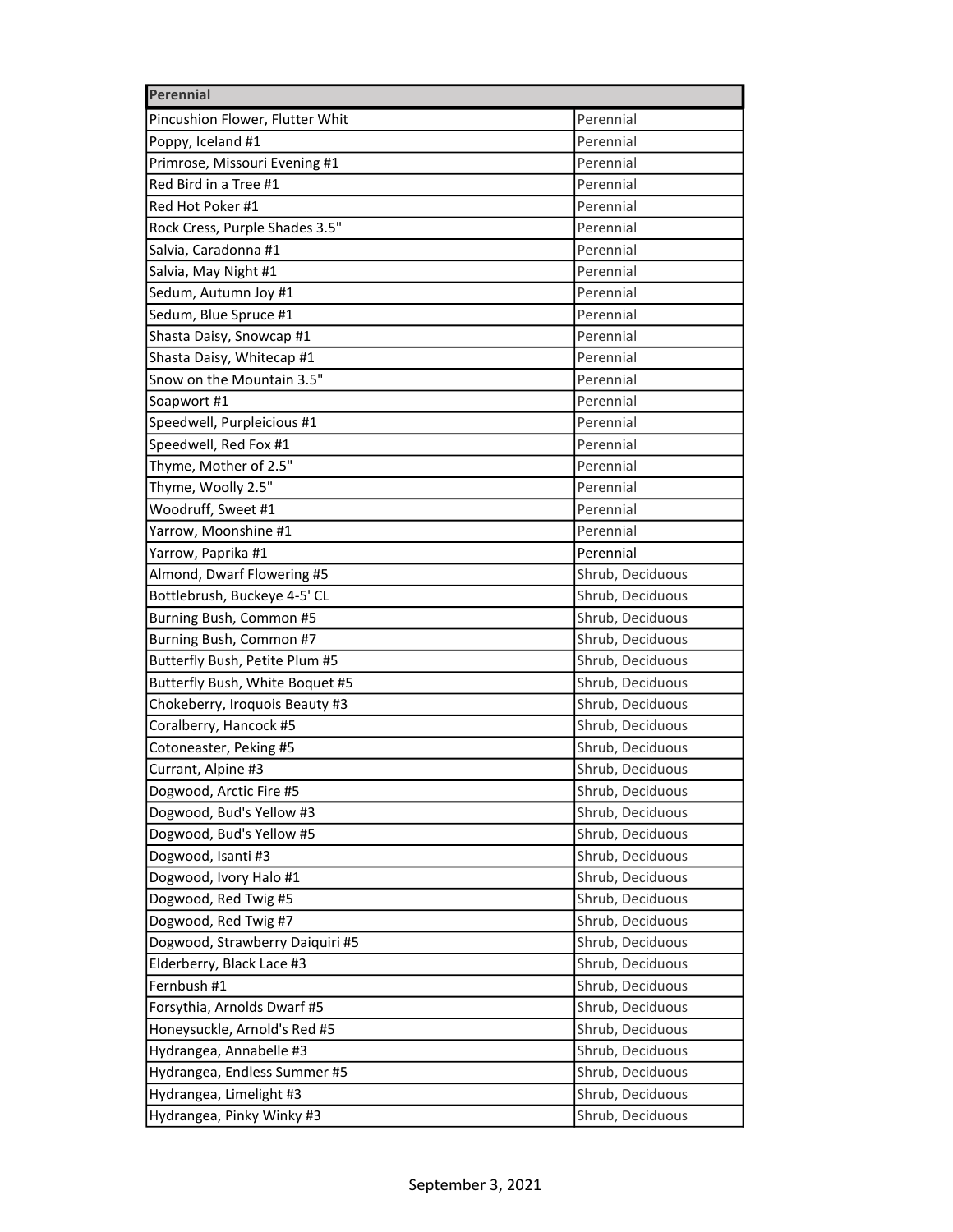| Perennial | |
|---|---|
| Pincushion Flower, Flutter Whit | Perennial |
| Poppy, Iceland #1 | Perennial |
| Primrose, Missouri Evening #1 | Perennial |
| Red Bird in a Tree #1 | Perennial |
| Red Hot Poker #1 | Perennial |
| Rock Cress, Purple Shades 3.5" | Perennial |
| Salvia, Caradonna #1 | Perennial |
| Salvia, May Night #1 | Perennial |
| Sedum, Autumn Joy #1 | Perennial |
| Sedum, Blue Spruce #1 | Perennial |
| Shasta Daisy, Snowcap #1 | Perennial |
| Shasta Daisy, Whitecap #1 | Perennial |
| Snow on the Mountain 3.5" | Perennial |
| Soapwort #1 | Perennial |
| Speedwell, Purpleicious #1 | Perennial |
| Speedwell, Red Fox #1 | Perennial |
| Thyme, Mother of 2.5" | Perennial |
| Thyme, Woolly 2.5" | Perennial |
| Woodruff, Sweet #1 | Perennial |
| Yarrow, Moonshine #1 | Perennial |
| Yarrow, Paprika #1 | Perennial |
| Almond, Dwarf Flowering #5 | Shrub, Deciduous |
| Bottlebrush, Buckeye 4-5' CL | Shrub, Deciduous |
| Burning Bush, Common #5 | Shrub, Deciduous |
| Burning Bush, Common #7 | Shrub, Deciduous |
| Butterfly Bush, Petite Plum #5 | Shrub, Deciduous |
| Butterfly Bush, White Boquet #5 | Shrub, Deciduous |
| Chokeberry, Iroquois Beauty #3 | Shrub, Deciduous |
| Coralberry, Hancock #5 | Shrub, Deciduous |
| Cotoneaster, Peking #5 | Shrub, Deciduous |
| Currant, Alpine #3 | Shrub, Deciduous |
| Dogwood, Arctic Fire #5 | Shrub, Deciduous |
| Dogwood, Bud's Yellow #3 | Shrub, Deciduous |
| Dogwood, Bud's Yellow #5 | Shrub, Deciduous |
| Dogwood, Isanti #3 | Shrub, Deciduous |
| Dogwood, Ivory Halo #1 | Shrub, Deciduous |
| Dogwood, Red Twig #5 | Shrub, Deciduous |
| Dogwood, Red Twig #7 | Shrub, Deciduous |
| Dogwood, Strawberry Daiquiri #5 | Shrub, Deciduous |
| Elderberry, Black Lace #3 | Shrub, Deciduous |
| Fernbush #1 | Shrub, Deciduous |
| Forsythia, Arnolds Dwarf #5 | Shrub, Deciduous |
| Honeysuckle, Arnold's Red #5 | Shrub, Deciduous |
| Hydrangea, Annabelle #3 | Shrub, Deciduous |
| Hydrangea, Endless Summer #5 | Shrub, Deciduous |
| Hydrangea, Limelight #3 | Shrub, Deciduous |
| Hydrangea, Pinky Winky #3 | Shrub, Deciduous |

September 3, 2021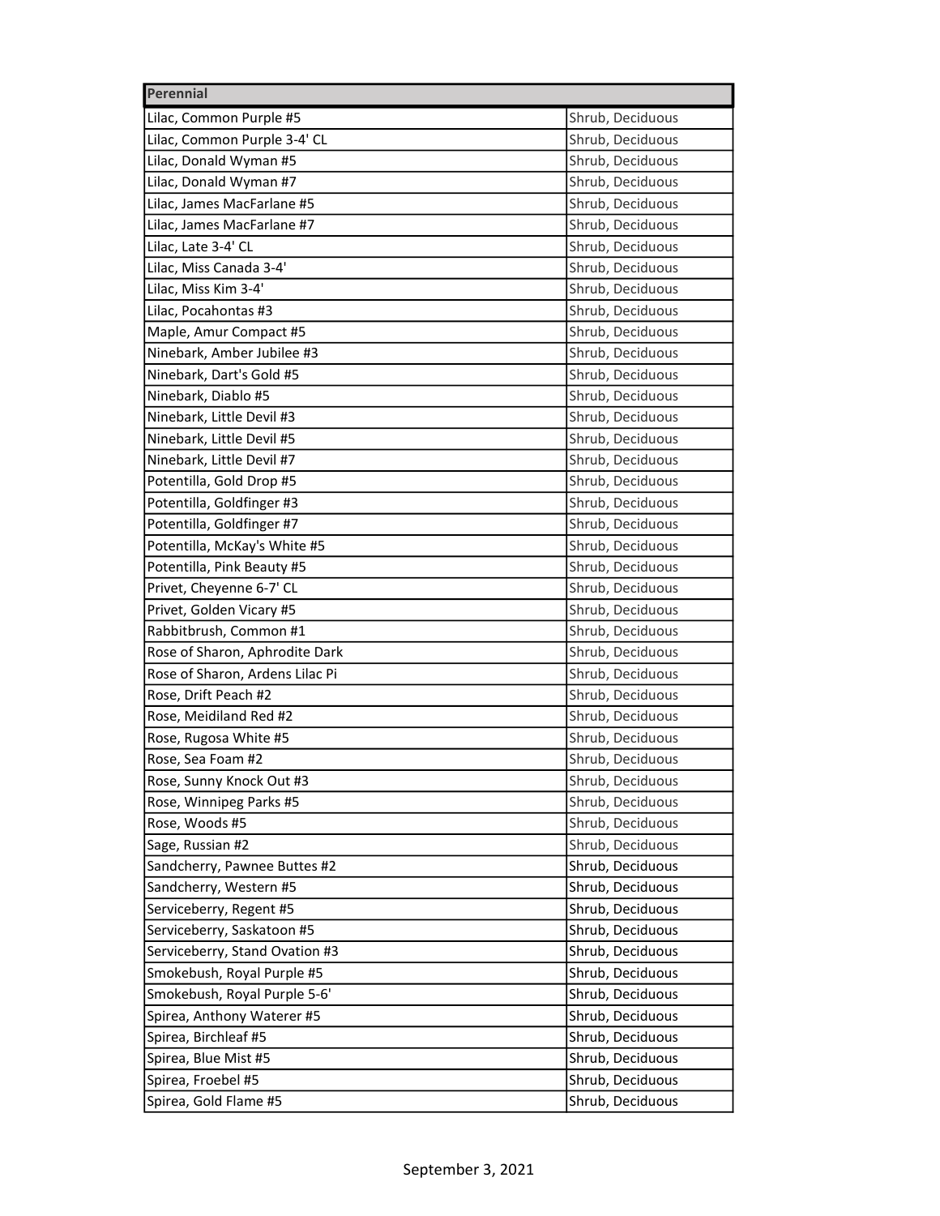| Perennial | |
|---|---|
| Lilac, Common Purple #5 | Shrub, Deciduous |
| Lilac, Common Purple 3-4' CL | Shrub, Deciduous |
| Lilac, Donald Wyman #5 | Shrub, Deciduous |
| Lilac, Donald Wyman #7 | Shrub, Deciduous |
| Lilac, James MacFarlane #5 | Shrub, Deciduous |
| Lilac, James MacFarlane #7 | Shrub, Deciduous |
| Lilac, Late 3-4' CL | Shrub, Deciduous |
| Lilac, Miss Canada 3-4' | Shrub, Deciduous |
| Lilac, Miss Kim 3-4' | Shrub, Deciduous |
| Lilac, Pocahontas #3 | Shrub, Deciduous |
| Maple, Amur Compact #5 | Shrub, Deciduous |
| Ninebark, Amber Jubilee #3 | Shrub, Deciduous |
| Ninebark, Dart's Gold #5 | Shrub, Deciduous |
| Ninebark, Diablo #5 | Shrub, Deciduous |
| Ninebark, Little Devil #3 | Shrub, Deciduous |
| Ninebark, Little Devil #5 | Shrub, Deciduous |
| Ninebark, Little Devil #7 | Shrub, Deciduous |
| Potentilla, Gold Drop #5 | Shrub, Deciduous |
| Potentilla, Goldfinger #3 | Shrub, Deciduous |
| Potentilla, Goldfinger #7 | Shrub, Deciduous |
| Potentilla, McKay's White #5 | Shrub, Deciduous |
| Potentilla, Pink Beauty #5 | Shrub, Deciduous |
| Privet, Cheyenne 6-7' CL | Shrub, Deciduous |
| Privet, Golden Vicary #5 | Shrub, Deciduous |
| Rabbitbrush, Common #1 | Shrub, Deciduous |
| Rose of Sharon, Aphrodite Dark | Shrub, Deciduous |
| Rose of Sharon, Ardens Lilac Pi | Shrub, Deciduous |
| Rose, Drift Peach #2 | Shrub, Deciduous |
| Rose, Meidiland Red #2 | Shrub, Deciduous |
| Rose, Rugosa White #5 | Shrub, Deciduous |
| Rose, Sea Foam #2 | Shrub, Deciduous |
| Rose, Sunny Knock Out #3 | Shrub, Deciduous |
| Rose, Winnipeg Parks #5 | Shrub, Deciduous |
| Rose, Woods #5 | Shrub, Deciduous |
| Sage, Russian #2 | Shrub, Deciduous |
| Sandcherry, Pawnee Buttes #2 | Shrub, Deciduous |
| Sandcherry, Western #5 | Shrub, Deciduous |
| Serviceberry, Regent #5 | Shrub, Deciduous |
| Serviceberry, Saskatoon #5 | Shrub, Deciduous |
| Serviceberry, Stand Ovation #3 | Shrub, Deciduous |
| Smokebush, Royal Purple #5 | Shrub, Deciduous |
| Smokebush, Royal Purple 5-6' | Shrub, Deciduous |
| Spirea, Anthony Waterer #5 | Shrub, Deciduous |
| Spirea, Birchleaf #5 | Shrub, Deciduous |
| Spirea, Blue Mist #5 | Shrub, Deciduous |
| Spirea, Froebel #5 | Shrub, Deciduous |
| Spirea, Gold Flame #5 | Shrub, Deciduous |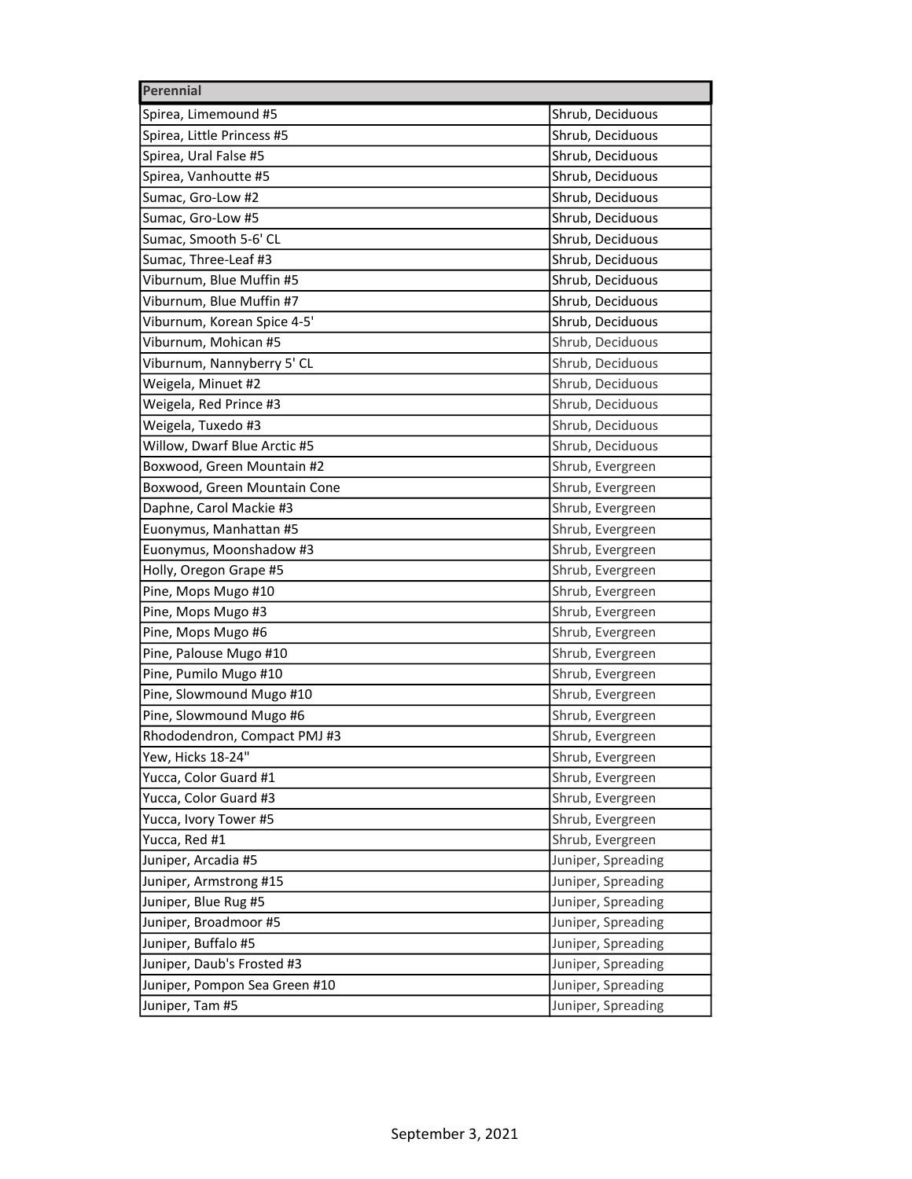| Perennial | |
|---|---|
| Spirea, Limemound #5 | Shrub, Deciduous |
| Spirea, Little Princess #5 | Shrub, Deciduous |
| Spirea, Ural False #5 | Shrub, Deciduous |
| Spirea, Vanhoutte #5 | Shrub, Deciduous |
| Sumac, Gro-Low #2 | Shrub, Deciduous |
| Sumac, Gro-Low #5 | Shrub, Deciduous |
| Sumac, Smooth 5-6' CL | Shrub, Deciduous |
| Sumac, Three-Leaf #3 | Shrub, Deciduous |
| Viburnum, Blue Muffin #5 | Shrub, Deciduous |
| Viburnum, Blue Muffin #7 | Shrub, Deciduous |
| Viburnum, Korean Spice 4-5' | Shrub, Deciduous |
| Viburnum, Mohican #5 | Shrub, Deciduous |
| Viburnum, Nannyberry 5' CL | Shrub, Deciduous |
| Weigela, Minuet #2 | Shrub, Deciduous |
| Weigela, Red Prince #3 | Shrub, Deciduous |
| Weigela, Tuxedo #3 | Shrub, Deciduous |
| Willow, Dwarf Blue Arctic #5 | Shrub, Deciduous |
| Boxwood, Green Mountain #2 | Shrub, Evergreen |
| Boxwood, Green Mountain Cone | Shrub, Evergreen |
| Daphne, Carol Mackie #3 | Shrub, Evergreen |
| Euonymus, Manhattan #5 | Shrub, Evergreen |
| Euonymus, Moonshadow #3 | Shrub, Evergreen |
| Holly, Oregon Grape #5 | Shrub, Evergreen |
| Pine, Mops Mugo #10 | Shrub, Evergreen |
| Pine, Mops Mugo #3 | Shrub, Evergreen |
| Pine, Mops Mugo #6 | Shrub, Evergreen |
| Pine, Palouse Mugo #10 | Shrub, Evergreen |
| Pine, Pumilo Mugo #10 | Shrub, Evergreen |
| Pine, Slowmound Mugo #10 | Shrub, Evergreen |
| Pine, Slowmound Mugo #6 | Shrub, Evergreen |
| Rhododendron, Compact PMJ #3 | Shrub, Evergreen |
| Yew, Hicks 18-24" | Shrub, Evergreen |
| Yucca, Color Guard #1 | Shrub, Evergreen |
| Yucca, Color Guard #3 | Shrub, Evergreen |
| Yucca, Ivory Tower #5 | Shrub, Evergreen |
| Yucca, Red #1 | Shrub, Evergreen |
| Juniper, Arcadia #5 | Juniper, Spreading |
| Juniper, Armstrong #15 | Juniper, Spreading |
| Juniper, Blue Rug #5 | Juniper, Spreading |
| Juniper, Broadmoor #5 | Juniper, Spreading |
| Juniper, Buffalo #5 | Juniper, Spreading |
| Juniper, Daub's Frosted #3 | Juniper, Spreading |
| Juniper, Pompon Sea Green #10 | Juniper, Spreading |
| Juniper, Tam #5 | Juniper, Spreading |

September 3, 2021